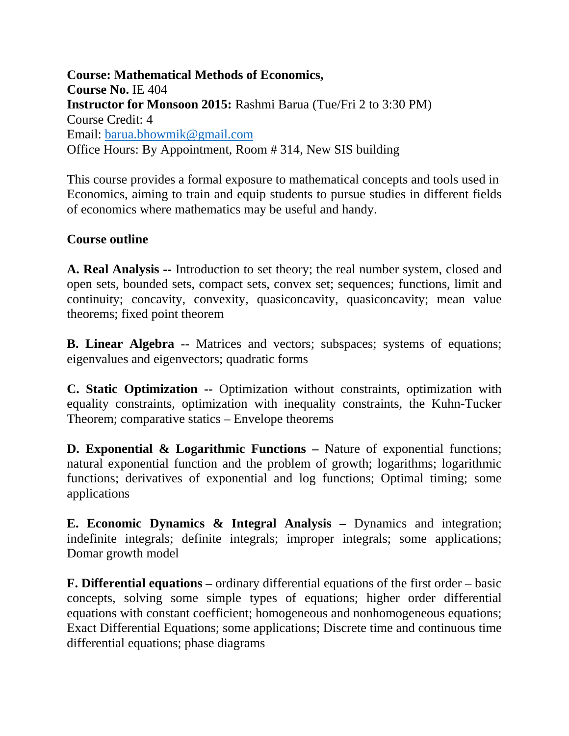**Course: Mathematical Methods of Economics,**
**Course No.** IE 404
**Instructor for Monsoon 2015:** Rashmi Barua (Tue/Fri 2 to 3:30 PM)
Course Credit: 4
Email: barua.bhowmik@gmail.com
Office Hours: By Appointment, Room # 314, New SIS building

This course provides a formal exposure to mathematical concepts and tools used in Economics, aiming to train and equip students to pursue studies in different fields of economics where mathematics may be useful and handy.

**Course outline**

**A. Real Analysis --** Introduction to set theory; the real number system, closed and open sets, bounded sets, compact sets, convex set; sequences; functions, limit and continuity; concavity, convexity, quasiconcavity, quasiconcavity; mean value theorems; fixed point theorem

**B. Linear Algebra --** Matrices and vectors; subspaces; systems of equations; eigenvalues and eigenvectors; quadratic forms

**C. Static Optimization --** Optimization without constraints, optimization with equality constraints, optimization with inequality constraints, the Kuhn-Tucker Theorem; comparative statics – Envelope theorems

**D. Exponential & Logarithmic Functions –** Nature of exponential functions; natural exponential function and the problem of growth; logarithms; logarithmic functions; derivatives of exponential and log functions; Optimal timing; some applications

**E. Economic Dynamics & Integral Analysis –** Dynamics and integration; indefinite integrals; definite integrals; improper integrals; some applications; Domar growth model

**F. Differential equations –** ordinary differential equations of the first order – basic concepts, solving some simple types of equations; higher order differential equations with constant coefficient; homogeneous and nonhomogeneous equations; Exact Differential Equations; some applications; Discrete time and continuous time differential equations; phase diagrams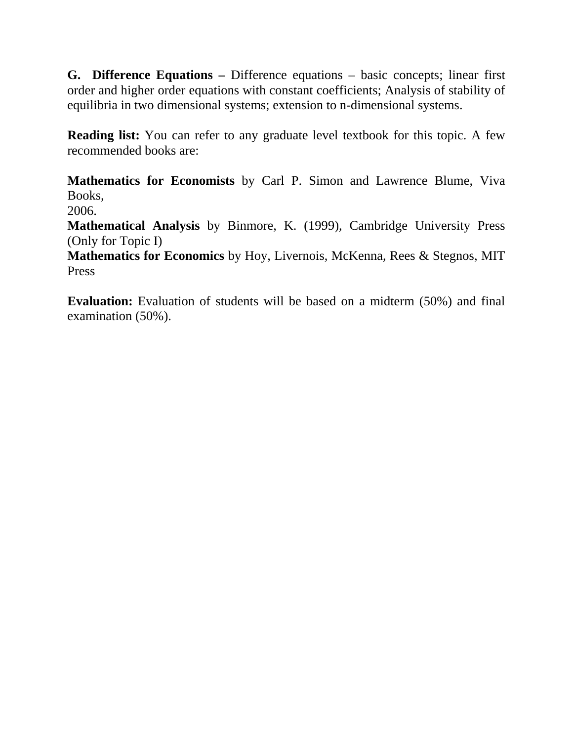**G. Difference Equations –** Difference equations – basic concepts; linear first order and higher order equations with constant coefficients; Analysis of stability of equilibria in two dimensional systems; extension to n-dimensional systems.

**Reading list:** You can refer to any graduate level textbook for this topic. A few recommended books are:

**Mathematics for Economists** by Carl P. Simon and Lawrence Blume, Viva Books,
2006.
**Mathematical Analysis** by Binmore, K. (1999), Cambridge University Press (Only for Topic I)
**Mathematics for Economics** by Hoy, Livernois, McKenna, Rees & Stegnos, MIT Press

**Evaluation:** Evaluation of students will be based on a midterm (50%) and final examination (50%).